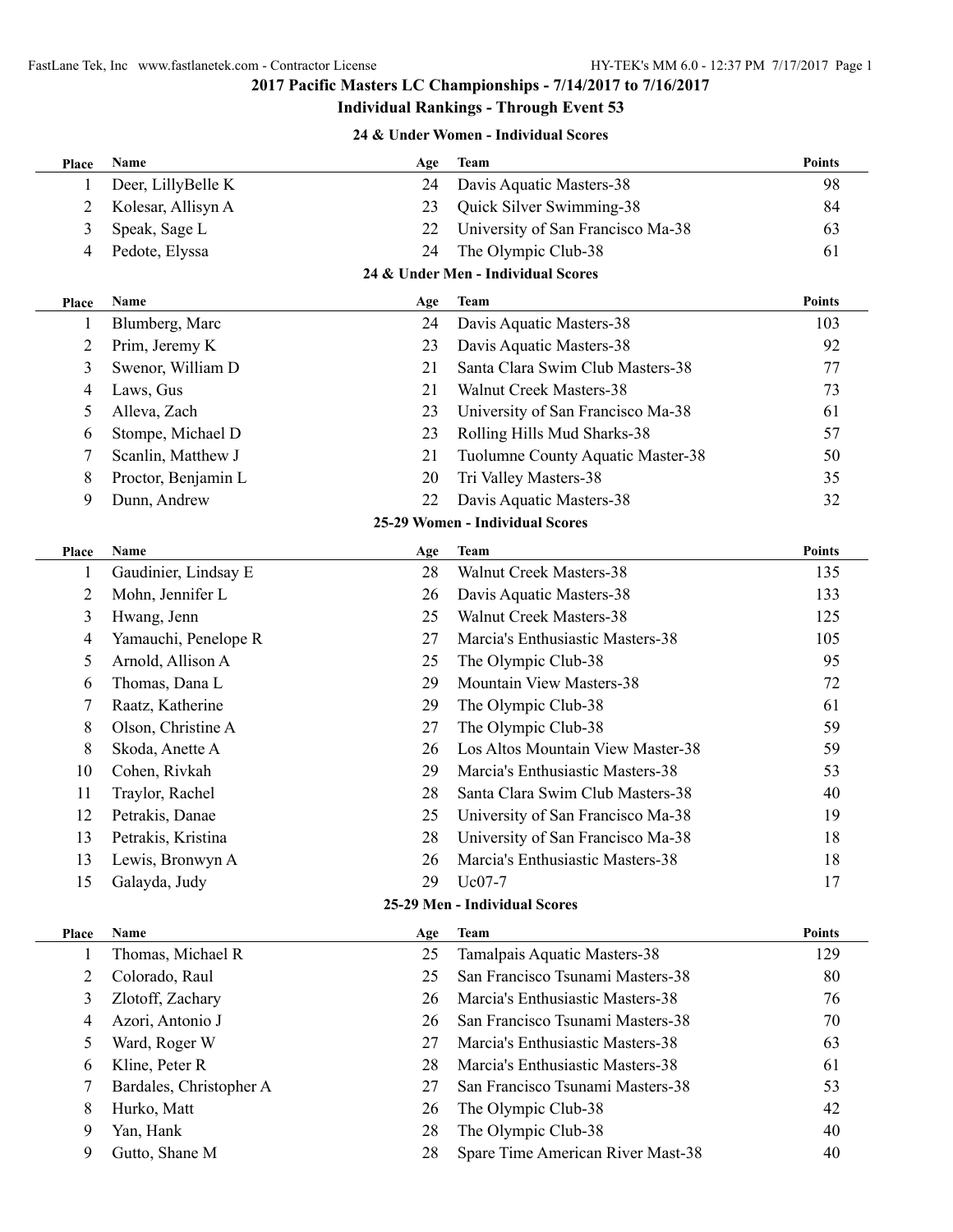## 2017 Pacific Masters LC Championships - 7/14/2017 to 7/16/2017

### Individual Rankings - Through Event 53

#### 24 & Under Women - Individual Scores

| Place | Name | Age | Team | Points |
|---|---|---|---|---|
| 1 | Deer, LillyBelle K | 24 | Davis Aquatic Masters-38 | 98 |
| 2 | Kolesar, Allisyn A | 23 | Quick Silver Swimming-38 | 84 |
| 3 | Speak, Sage L | 22 | University of San Francisco Ma-38 | 63 |
| 4 | Pedote, Elyssa | 24 | The Olympic Club-38 | 61 |

#### 24 & Under Men - Individual Scores

| Place | Name | Age | Team | Points |
|---|---|---|---|---|
| 1 | Blumberg, Marc | 24 | Davis Aquatic Masters-38 | 103 |
| 2 | Prim, Jeremy K | 23 | Davis Aquatic Masters-38 | 92 |
| 3 | Swenor, William D | 21 | Santa Clara Swim Club Masters-38 | 77 |
| 4 | Laws, Gus | 21 | Walnut Creek Masters-38 | 73 |
| 5 | Alleva, Zach | 23 | University of San Francisco Ma-38 | 61 |
| 6 | Stompe, Michael D | 23 | Rolling Hills Mud Sharks-38 | 57 |
| 7 | Scanlin, Matthew J | 21 | Tuolumne County Aquatic Master-38 | 50 |
| 8 | Proctor, Benjamin L | 20 | Tri Valley Masters-38 | 35 |
| 9 | Dunn, Andrew | 22 | Davis Aquatic Masters-38 | 32 |

#### 25-29 Women - Individual Scores

| Place | Name | Age | Team | Points |
|---|---|---|---|---|
| 1 | Gaudinier, Lindsay E | 28 | Walnut Creek Masters-38 | 135 |
| 2 | Mohn, Jennifer L | 26 | Davis Aquatic Masters-38 | 133 |
| 3 | Hwang, Jenn | 25 | Walnut Creek Masters-38 | 125 |
| 4 | Yamauchi, Penelope R | 27 | Marcia's Enthusiastic Masters-38 | 105 |
| 5 | Arnold, Allison A | 25 | The Olympic Club-38 | 95 |
| 6 | Thomas, Dana L | 29 | Mountain View Masters-38 | 72 |
| 7 | Raatz, Katherine | 29 | The Olympic Club-38 | 61 |
| 8 | Olson, Christine A | 27 | The Olympic Club-38 | 59 |
| 8 | Skoda, Anette A | 26 | Los Altos Mountain View Master-38 | 59 |
| 10 | Cohen, Rivkah | 29 | Marcia's Enthusiastic Masters-38 | 53 |
| 11 | Traylor, Rachel | 28 | Santa Clara Swim Club Masters-38 | 40 |
| 12 | Petrakis, Danae | 25 | University of San Francisco Ma-38 | 19 |
| 13 | Petrakis, Kristina | 28 | University of San Francisco Ma-38 | 18 |
| 13 | Lewis, Bronwyn A | 26 | Marcia's Enthusiastic Masters-38 | 18 |
| 15 | Galayda, Judy | 29 | Uc07-7 | 17 |

#### 25-29 Men - Individual Scores

| Place | Name | Age | Team | Points |
|---|---|---|---|---|
| 1 | Thomas, Michael R | 25 | Tamalpais Aquatic Masters-38 | 129 |
| 2 | Colorado, Raul | 25 | San Francisco Tsunami Masters-38 | 80 |
| 3 | Zlotoff, Zachary | 26 | Marcia's Enthusiastic Masters-38 | 76 |
| 4 | Azori, Antonio J | 26 | San Francisco Tsunami Masters-38 | 70 |
| 5 | Ward, Roger W | 27 | Marcia's Enthusiastic Masters-38 | 63 |
| 6 | Kline, Peter R | 28 | Marcia's Enthusiastic Masters-38 | 61 |
| 7 | Bardales, Christopher A | 27 | San Francisco Tsunami Masters-38 | 53 |
| 8 | Hurko, Matt | 26 | The Olympic Club-38 | 42 |
| 9 | Yan, Hank | 28 | The Olympic Club-38 | 40 |
| 9 | Gutto, Shane M | 28 | Spare Time American River Mast-38 | 40 |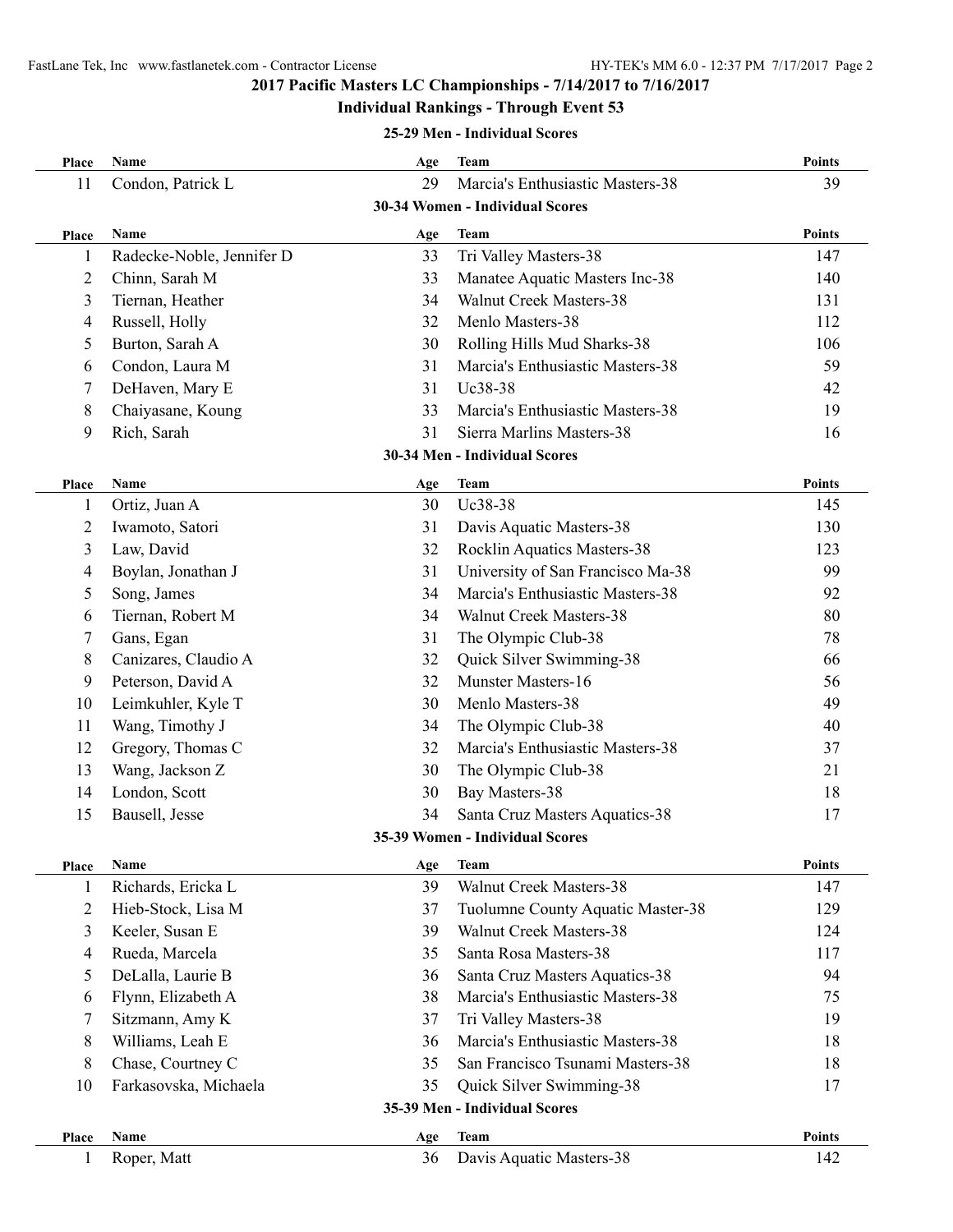## 2017 Pacific Masters LC Championships - 7/14/2017 to 7/16/2017

### Individual Rankings - Through Event 53

#### 25-29 Men - Individual Scores

| Place | Name | Age | Team | Points |
|---|---|---|---|---|
| 11 | Condon, Patrick L | 29 | Marcia's Enthusiastic Masters-38 | 39 |

#### 30-34 Women - Individual Scores

| Place | Name | Age | Team | Points |
|---|---|---|---|---|
| 1 | Radecke-Noble, Jennifer D | 33 | Tri Valley Masters-38 | 147 |
| 2 | Chinn, Sarah M | 33 | Manatee Aquatic Masters Inc-38 | 140 |
| 3 | Tiernan, Heather | 34 | Walnut Creek Masters-38 | 131 |
| 4 | Russell, Holly | 32 | Menlo Masters-38 | 112 |
| 5 | Burton, Sarah A | 30 | Rolling Hills Mud Sharks-38 | 106 |
| 6 | Condon, Laura M | 31 | Marcia's Enthusiastic Masters-38 | 59 |
| 7 | DeHaven, Mary E | 31 | Uc38-38 | 42 |
| 8 | Chaiyasane, Koung | 33 | Marcia's Enthusiastic Masters-38 | 19 |
| 9 | Rich, Sarah | 31 | Sierra Marlins Masters-38 | 16 |

#### 30-34 Men - Individual Scores

| Place | Name | Age | Team | Points |
|---|---|---|---|---|
| 1 | Ortiz, Juan A | 30 | Uc38-38 | 145 |
| 2 | Iwamoto, Satori | 31 | Davis Aquatic Masters-38 | 130 |
| 3 | Law, David | 32 | Rocklin Aquatics Masters-38 | 123 |
| 4 | Boylan, Jonathan J | 31 | University of San Francisco Ma-38 | 99 |
| 5 | Song, James | 34 | Marcia's Enthusiastic Masters-38 | 92 |
| 6 | Tiernan, Robert M | 34 | Walnut Creek Masters-38 | 80 |
| 7 | Gans, Egan | 31 | The Olympic Club-38 | 78 |
| 8 | Canizares, Claudio A | 32 | Quick Silver Swimming-38 | 66 |
| 9 | Peterson, David A | 32 | Munster Masters-16 | 56 |
| 10 | Leimkuhler, Kyle T | 30 | Menlo Masters-38 | 49 |
| 11 | Wang, Timothy J | 34 | The Olympic Club-38 | 40 |
| 12 | Gregory, Thomas C | 32 | Marcia's Enthusiastic Masters-38 | 37 |
| 13 | Wang, Jackson Z | 30 | The Olympic Club-38 | 21 |
| 14 | London, Scott | 30 | Bay Masters-38 | 18 |
| 15 | Bausell, Jesse | 34 | Santa Cruz Masters Aquatics-38 | 17 |

#### 35-39 Women - Individual Scores

| Place | Name | Age | Team | Points |
|---|---|---|---|---|
| 1 | Richards, Ericka L | 39 | Walnut Creek Masters-38 | 147 |
| 2 | Hieb-Stock, Lisa M | 37 | Tuolumne County Aquatic Master-38 | 129 |
| 3 | Keeler, Susan E | 39 | Walnut Creek Masters-38 | 124 |
| 4 | Rueda, Marcela | 35 | Santa Rosa Masters-38 | 117 |
| 5 | DeLalla, Laurie B | 36 | Santa Cruz Masters Aquatics-38 | 94 |
| 6 | Flynn, Elizabeth A | 38 | Marcia's Enthusiastic Masters-38 | 75 |
| 7 | Sitzmann, Amy K | 37 | Tri Valley Masters-38 | 19 |
| 8 | Williams, Leah E | 36 | Marcia's Enthusiastic Masters-38 | 18 |
| 8 | Chase, Courtney C | 35 | San Francisco Tsunami Masters-38 | 18 |
| 10 | Farkasovska, Michaela | 35 | Quick Silver Swimming-38 | 17 |

#### 35-39 Men - Individual Scores

| Place | Name | Age | Team | Points |
|---|---|---|---|---|
| 1 | Roper, Matt | 36 | Davis Aquatic Masters-38 | 142 |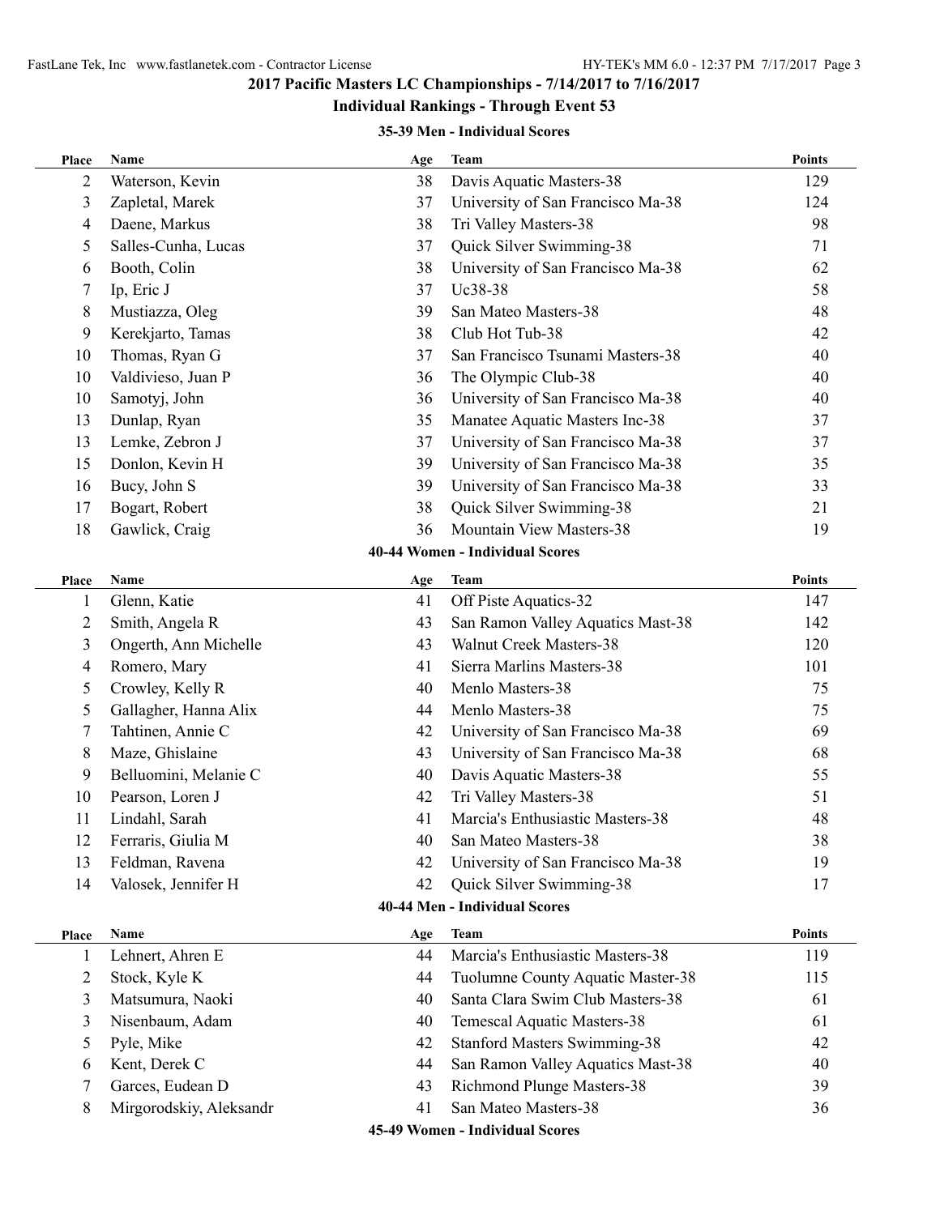## 2017 Pacific Masters LC Championships - 7/14/2017 to 7/16/2017

### Individual Rankings - Through Event 53

#### 35-39 Men - Individual Scores

| Place | Name | Age | Team | Points |
|---|---|---|---|---|
| 2 | Waterson, Kevin | 38 | Davis Aquatic Masters-38 | 129 |
| 3 | Zapletal, Marek | 37 | University of San Francisco Ma-38 | 124 |
| 4 | Daene, Markus | 38 | Tri Valley Masters-38 | 98 |
| 5 | Salles-Cunha, Lucas | 37 | Quick Silver Swimming-38 | 71 |
| 6 | Booth, Colin | 38 | University of San Francisco Ma-38 | 62 |
| 7 | Ip, Eric J | 37 | Uc38-38 | 58 |
| 8 | Mustiazza, Oleg | 39 | San Mateo Masters-38 | 48 |
| 9 | Kerekjarto, Tamas | 38 | Club Hot Tub-38 | 42 |
| 10 | Thomas, Ryan G | 37 | San Francisco Tsunami Masters-38 | 40 |
| 10 | Valdivieso, Juan P | 36 | The Olympic Club-38 | 40 |
| 10 | Samotyj, John | 36 | University of San Francisco Ma-38 | 40 |
| 13 | Dunlap, Ryan | 35 | Manatee Aquatic Masters Inc-38 | 37 |
| 13 | Lemke, Zebron J | 37 | University of San Francisco Ma-38 | 37 |
| 15 | Donlon, Kevin H | 39 | University of San Francisco Ma-38 | 35 |
| 16 | Bucy, John S | 39 | University of San Francisco Ma-38 | 33 |
| 17 | Bogart, Robert | 38 | Quick Silver Swimming-38 | 21 |
| 18 | Gawlick, Craig | 36 | Mountain View Masters-38 | 19 |

#### 40-44 Women - Individual Scores

| Place | Name | Age | Team | Points |
|---|---|---|---|---|
| 1 | Glenn, Katie | 41 | Off Piste Aquatics-32 | 147 |
| 2 | Smith, Angela R | 43 | San Ramon Valley Aquatics Mast-38 | 142 |
| 3 | Ongerth, Ann Michelle | 43 | Walnut Creek Masters-38 | 120 |
| 4 | Romero, Mary | 41 | Sierra Marlins Masters-38 | 101 |
| 5 | Crowley, Kelly R | 40 | Menlo Masters-38 | 75 |
| 5 | Gallagher, Hanna Alix | 44 | Menlo Masters-38 | 75 |
| 7 | Tahtinen, Annie C | 42 | University of San Francisco Ma-38 | 69 |
| 8 | Maze, Ghislaine | 43 | University of San Francisco Ma-38 | 68 |
| 9 | Belluomini, Melanie C | 40 | Davis Aquatic Masters-38 | 55 |
| 10 | Pearson, Loren J | 42 | Tri Valley Masters-38 | 51 |
| 11 | Lindahl, Sarah | 41 | Marcia's Enthusiastic Masters-38 | 48 |
| 12 | Ferraris, Giulia M | 40 | San Mateo Masters-38 | 38 |
| 13 | Feldman, Ravena | 42 | University of San Francisco Ma-38 | 19 |
| 14 | Valosek, Jennifer H | 42 | Quick Silver Swimming-38 | 17 |

#### 40-44 Men - Individual Scores

| Place | Name | Age | Team | Points |
|---|---|---|---|---|
| 1 | Lehnert, Ahren E | 44 | Marcia's Enthusiastic Masters-38 | 119 |
| 2 | Stock, Kyle K | 44 | Tuolumne County Aquatic Master-38 | 115 |
| 3 | Matsumura, Naoki | 40 | Santa Clara Swim Club Masters-38 | 61 |
| 3 | Nisenbaum, Adam | 40 | Temescal Aquatic Masters-38 | 61 |
| 5 | Pyle, Mike | 42 | Stanford Masters Swimming-38 | 42 |
| 6 | Kent, Derek C | 44 | San Ramon Valley Aquatics Mast-38 | 40 |
| 7 | Garces, Eudean D | 43 | Richmond Plunge Masters-38 | 39 |
| 8 | Mirgorodskiy, Aleksandr | 41 | San Mateo Masters-38 | 36 |

#### 45-49 Women - Individual Scores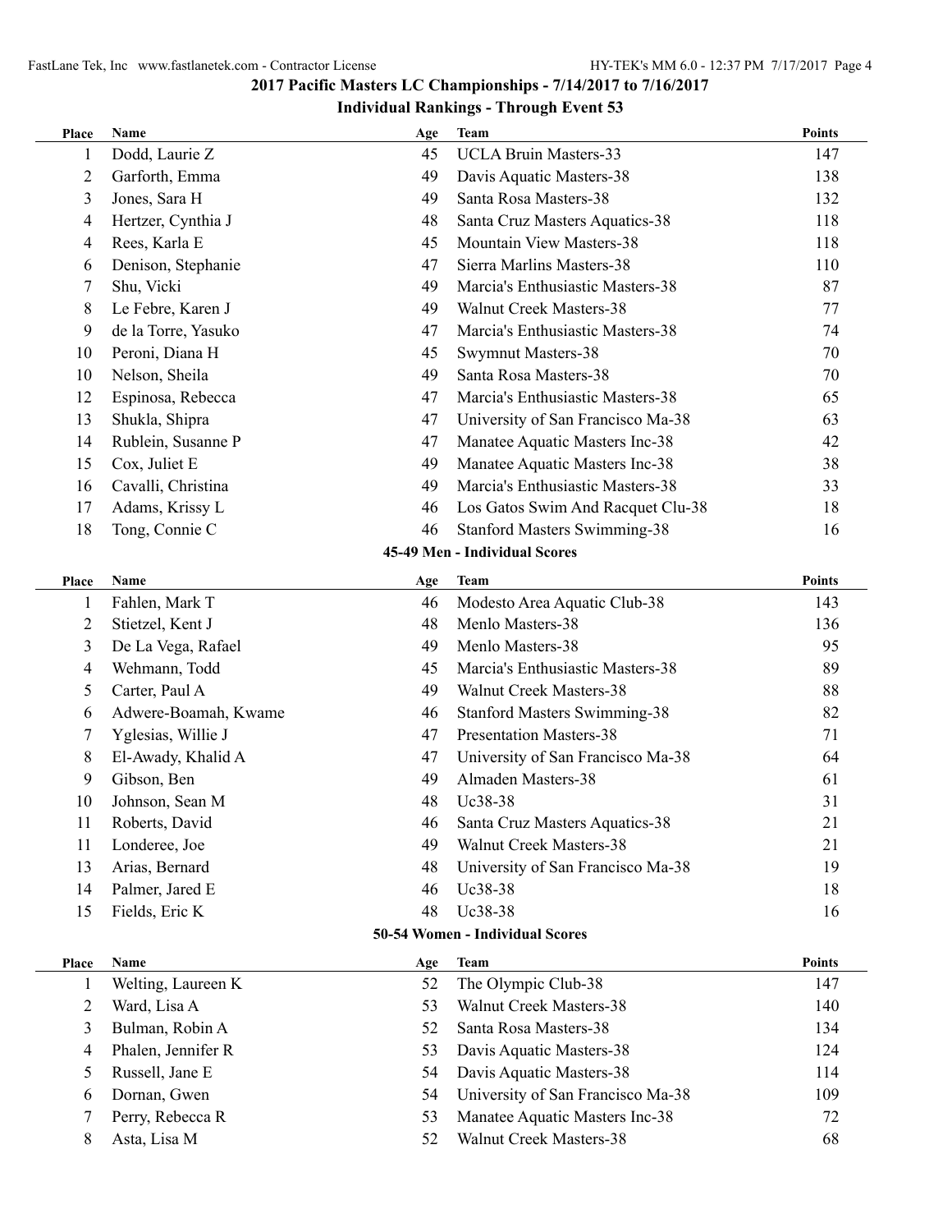## 2017 Pacific Masters LC Championships - 7/14/2017 to 7/16/2017

### Individual Rankings - Through Event 53

| Place | Name | Age | Team | Points |
|---|---|---|---|---|
| 1 | Dodd, Laurie Z | 45 | UCLA Bruin Masters-33 | 147 |
| 2 | Garforth, Emma | 49 | Davis Aquatic Masters-38 | 138 |
| 3 | Jones, Sara H | 49 | Santa Rosa Masters-38 | 132 |
| 4 | Hertzer, Cynthia J | 48 | Santa Cruz Masters Aquatics-38 | 118 |
| 4 | Rees, Karla E | 45 | Mountain View Masters-38 | 118 |
| 6 | Denison, Stephanie | 47 | Sierra Marlins Masters-38 | 110 |
| 7 | Shu, Vicki | 49 | Marcia's Enthusiastic Masters-38 | 87 |
| 8 | Le Febre, Karen J | 49 | Walnut Creek Masters-38 | 77 |
| 9 | de la Torre, Yasuko | 47 | Marcia's Enthusiastic Masters-38 | 74 |
| 10 | Peroni, Diana H | 45 | Swymnut Masters-38 | 70 |
| 10 | Nelson, Sheila | 49 | Santa Rosa Masters-38 | 70 |
| 12 | Espinosa, Rebecca | 47 | Marcia's Enthusiastic Masters-38 | 65 |
| 13 | Shukla, Shipra | 47 | University of San Francisco Ma-38 | 63 |
| 14 | Rublein, Susanne P | 47 | Manatee Aquatic Masters Inc-38 | 42 |
| 15 | Cox, Juliet E | 49 | Manatee Aquatic Masters Inc-38 | 38 |
| 16 | Cavalli, Christina | 49 | Marcia's Enthusiastic Masters-38 | 33 |
| 17 | Adams, Krissy L | 46 | Los Gatos Swim And Racquet Clu-38 | 18 |
| 18 | Tong, Connie C | 46 | Stanford Masters Swimming-38 | 16 |

### 45-49 Men - Individual Scores

| Place | Name | Age | Team | Points |
|---|---|---|---|---|
| 1 | Fahlen, Mark T | 46 | Modesto Area Aquatic Club-38 | 143 |
| 2 | Stietzel, Kent J | 48 | Menlo Masters-38 | 136 |
| 3 | De La Vega, Rafael | 49 | Menlo Masters-38 | 95 |
| 4 | Wehmann, Todd | 45 | Marcia's Enthusiastic Masters-38 | 89 |
| 5 | Carter, Paul A | 49 | Walnut Creek Masters-38 | 88 |
| 6 | Adwere-Boamah, Kwame | 46 | Stanford Masters Swimming-38 | 82 |
| 7 | Yglesias, Willie J | 47 | Presentation Masters-38 | 71 |
| 8 | El-Awady, Khalid A | 47 | University of San Francisco Ma-38 | 64 |
| 9 | Gibson, Ben | 49 | Almaden Masters-38 | 61 |
| 10 | Johnson, Sean M | 48 | Uc38-38 | 31 |
| 11 | Roberts, David | 46 | Santa Cruz Masters Aquatics-38 | 21 |
| 11 | Londeree, Joe | 49 | Walnut Creek Masters-38 | 21 |
| 13 | Arias, Bernard | 48 | University of San Francisco Ma-38 | 19 |
| 14 | Palmer, Jared E | 46 | Uc38-38 | 18 |
| 15 | Fields, Eric K | 48 | Uc38-38 | 16 |

### 50-54 Women - Individual Scores

| Place | Name | Age | Team | Points |
|---|---|---|---|---|
| 1 | Welting, Laureen K | 52 | The Olympic Club-38 | 147 |
| 2 | Ward, Lisa A | 53 | Walnut Creek Masters-38 | 140 |
| 3 | Bulman, Robin A | 52 | Santa Rosa Masters-38 | 134 |
| 4 | Phalen, Jennifer R | 53 | Davis Aquatic Masters-38 | 124 |
| 5 | Russell, Jane E | 54 | Davis Aquatic Masters-38 | 114 |
| 6 | Dornan, Gwen | 54 | University of San Francisco Ma-38 | 109 |
| 7 | Perry, Rebecca R | 53 | Manatee Aquatic Masters Inc-38 | 72 |
| 8 | Asta, Lisa M | 52 | Walnut Creek Masters-38 | 68 |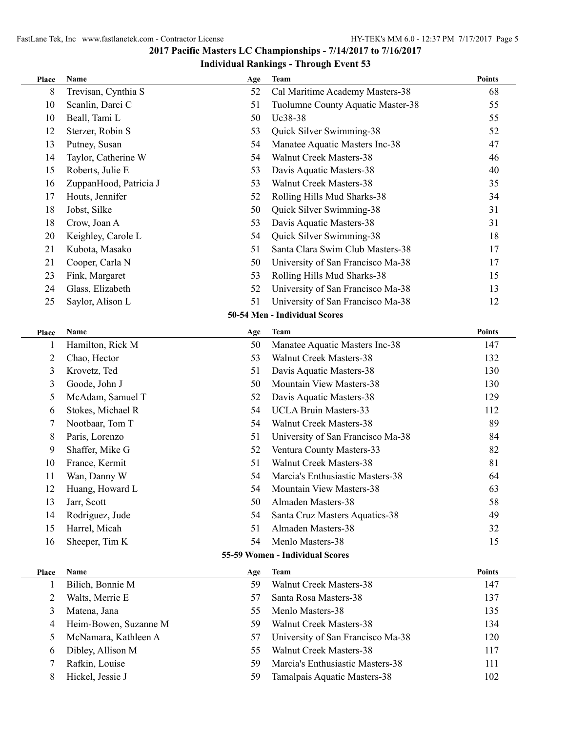## 2017 Pacific Masters LC Championships - 7/14/2017 to 7/16/2017

### Individual Rankings - Through Event 53

| Place | Name | Age | Team | Points |
|---|---|---|---|---|
| 8 | Trevisan, Cynthia S | 52 | Cal Maritime Academy Masters-38 | 68 |
| 10 | Scanlin, Darci C | 51 | Tuolumne County Aquatic Master-38 | 55 |
| 10 | Beall, Tami L | 50 | Uc38-38 | 55 |
| 12 | Sterzer, Robin S | 53 | Quick Silver Swimming-38 | 52 |
| 13 | Putney, Susan | 54 | Manatee Aquatic Masters Inc-38 | 47 |
| 14 | Taylor, Catherine W | 54 | Walnut Creek Masters-38 | 46 |
| 15 | Roberts, Julie E | 53 | Davis Aquatic Masters-38 | 40 |
| 16 | ZuppanHood, Patricia J | 53 | Walnut Creek Masters-38 | 35 |
| 17 | Houts, Jennifer | 52 | Rolling Hills Mud Sharks-38 | 34 |
| 18 | Jobst, Silke | 50 | Quick Silver Swimming-38 | 31 |
| 18 | Crow, Joan A | 53 | Davis Aquatic Masters-38 | 31 |
| 20 | Keighley, Carole L | 54 | Quick Silver Swimming-38 | 18 |
| 21 | Kubota, Masako | 51 | Santa Clara Swim Club Masters-38 | 17 |
| 21 | Cooper, Carla N | 50 | University of San Francisco Ma-38 | 17 |
| 23 | Fink, Margaret | 53 | Rolling Hills Mud Sharks-38 | 15 |
| 24 | Glass, Elizabeth | 52 | University of San Francisco Ma-38 | 13 |
| 25 | Saylor, Alison L | 51 | University of San Francisco Ma-38 | 12 |

#### 50-54 Men - Individual Scores

| Place | Name | Age | Team | Points |
|---|---|---|---|---|
| 1 | Hamilton, Rick M | 50 | Manatee Aquatic Masters Inc-38 | 147 |
| 2 | Chao, Hector | 53 | Walnut Creek Masters-38 | 132 |
| 3 | Krovetz, Ted | 51 | Davis Aquatic Masters-38 | 130 |
| 3 | Goode, John J | 50 | Mountain View Masters-38 | 130 |
| 5 | McAdam, Samuel T | 52 | Davis Aquatic Masters-38 | 129 |
| 6 | Stokes, Michael R | 54 | UCLA Bruin Masters-33 | 112 |
| 7 | Nootbaar, Tom T | 54 | Walnut Creek Masters-38 | 89 |
| 8 | Paris, Lorenzo | 51 | University of San Francisco Ma-38 | 84 |
| 9 | Shaffer, Mike G | 52 | Ventura County Masters-33 | 82 |
| 10 | France, Kermit | 51 | Walnut Creek Masters-38 | 81 |
| 11 | Wan, Danny W | 54 | Marcia's Enthusiastic Masters-38 | 64 |
| 12 | Huang, Howard L | 54 | Mountain View Masters-38 | 63 |
| 13 | Jarr, Scott | 50 | Almaden Masters-38 | 58 |
| 14 | Rodriguez, Jude | 54 | Santa Cruz Masters Aquatics-38 | 49 |
| 15 | Harrel, Micah | 51 | Almaden Masters-38 | 32 |
| 16 | Sheeper, Tim K | 54 | Menlo Masters-38 | 15 |

#### 55-59 Women - Individual Scores

| Place | Name | Age | Team | Points |
|---|---|---|---|---|
| 1 | Bilich, Bonnie M | 59 | Walnut Creek Masters-38 | 147 |
| 2 | Walts, Merrie E | 57 | Santa Rosa Masters-38 | 137 |
| 3 | Matena, Jana | 55 | Menlo Masters-38 | 135 |
| 4 | Heim-Bowen, Suzanne M | 59 | Walnut Creek Masters-38 | 134 |
| 5 | McNamara, Kathleen A | 57 | University of San Francisco Ma-38 | 120 |
| 6 | Dibley, Allison M | 55 | Walnut Creek Masters-38 | 117 |
| 7 | Rafkin, Louise | 59 | Marcia's Enthusiastic Masters-38 | 111 |
| 8 | Hickel, Jessie J | 59 | Tamalpais Aquatic Masters-38 | 102 |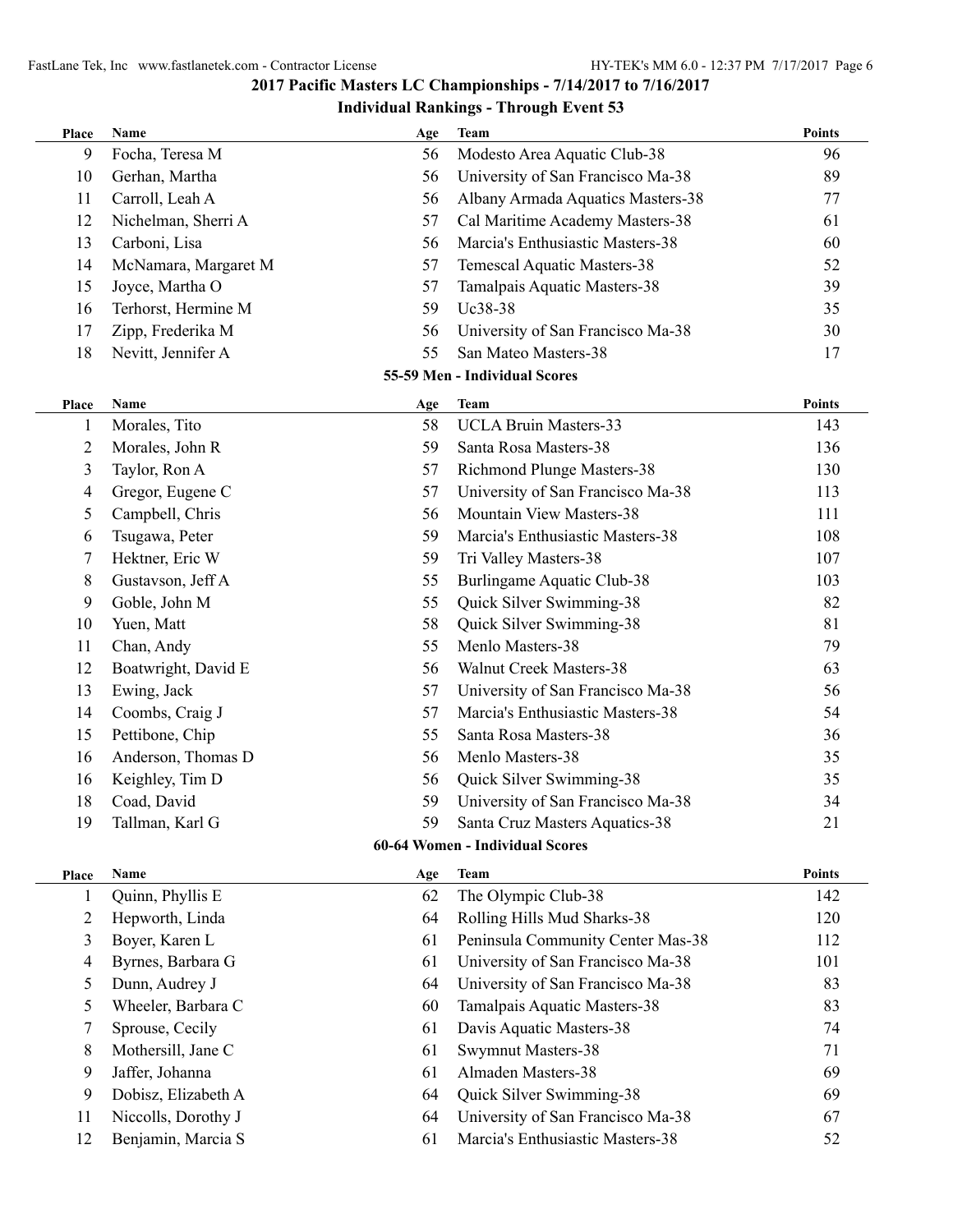## 2017 Pacific Masters LC Championships - 7/14/2017 to 7/16/2017

### Individual Rankings - Through Event 53

| Place | Name | Age | Team | Points |
|---|---|---|---|---|
| 9 | Focha, Teresa M | 56 | Modesto Area Aquatic Club-38 | 96 |
| 10 | Gerhan, Martha | 56 | University of San Francisco Ma-38 | 89 |
| 11 | Carroll, Leah A | 56 | Albany Armada Aquatics Masters-38 | 77 |
| 12 | Nichelman, Sherri A | 57 | Cal Maritime Academy Masters-38 | 61 |
| 13 | Carboni, Lisa | 56 | Marcia's Enthusiastic Masters-38 | 60 |
| 14 | McNamara, Margaret M | 57 | Temescal Aquatic Masters-38 | 52 |
| 15 | Joyce, Martha O | 57 | Tamalpais Aquatic Masters-38 | 39 |
| 16 | Terhorst, Hermine M | 59 | Uc38-38 | 35 |
| 17 | Zipp, Frederika M | 56 | University of San Francisco Ma-38 | 30 |
| 18 | Nevitt, Jennifer A | 55 | San Mateo Masters-38 | 17 |

### 55-59 Men - Individual Scores

| Place | Name | Age | Team | Points |
|---|---|---|---|---|
| 1 | Morales, Tito | 58 | UCLA Bruin Masters-33 | 143 |
| 2 | Morales, John R | 59 | Santa Rosa Masters-38 | 136 |
| 3 | Taylor, Ron A | 57 | Richmond Plunge Masters-38 | 130 |
| 4 | Gregor, Eugene C | 57 | University of San Francisco Ma-38 | 113 |
| 5 | Campbell, Chris | 56 | Mountain View Masters-38 | 111 |
| 6 | Tsugawa, Peter | 59 | Marcia's Enthusiastic Masters-38 | 108 |
| 7 | Hektner, Eric W | 59 | Tri Valley Masters-38 | 107 |
| 8 | Gustavson, Jeff A | 55 | Burlingame Aquatic Club-38 | 103 |
| 9 | Goble, John M | 55 | Quick Silver Swimming-38 | 82 |
| 10 | Yuen, Matt | 58 | Quick Silver Swimming-38 | 81 |
| 11 | Chan, Andy | 55 | Menlo Masters-38 | 79 |
| 12 | Boatwright, David E | 56 | Walnut Creek Masters-38 | 63 |
| 13 | Ewing, Jack | 57 | University of San Francisco Ma-38 | 56 |
| 14 | Coombs, Craig J | 57 | Marcia's Enthusiastic Masters-38 | 54 |
| 15 | Pettibone, Chip | 55 | Santa Rosa Masters-38 | 36 |
| 16 | Anderson, Thomas D | 56 | Menlo Masters-38 | 35 |
| 16 | Keighley, Tim D | 56 | Quick Silver Swimming-38 | 35 |
| 18 | Coad, David | 59 | University of San Francisco Ma-38 | 34 |
| 19 | Tallman, Karl G | 59 | Santa Cruz Masters Aquatics-38 | 21 |

### 60-64 Women - Individual Scores

| Place | Name | Age | Team | Points |
|---|---|---|---|---|
| 1 | Quinn, Phyllis E | 62 | The Olympic Club-38 | 142 |
| 2 | Hepworth, Linda | 64 | Rolling Hills Mud Sharks-38 | 120 |
| 3 | Boyer, Karen L | 61 | Peninsula Community Center Mas-38 | 112 |
| 4 | Byrnes, Barbara G | 61 | University of San Francisco Ma-38 | 101 |
| 5 | Dunn, Audrey J | 64 | University of San Francisco Ma-38 | 83 |
| 5 | Wheeler, Barbara C | 60 | Tamalpais Aquatic Masters-38 | 83 |
| 7 | Sprouse, Cecily | 61 | Davis Aquatic Masters-38 | 74 |
| 8 | Mothersill, Jane C | 61 | Swymnut Masters-38 | 71 |
| 9 | Jaffer, Johanna | 61 | Almaden Masters-38 | 69 |
| 9 | Dobisz, Elizabeth A | 64 | Quick Silver Swimming-38 | 69 |
| 11 | Niccolls, Dorothy J | 64 | University of San Francisco Ma-38 | 67 |
| 12 | Benjamin, Marcia S | 61 | Marcia's Enthusiastic Masters-38 | 52 |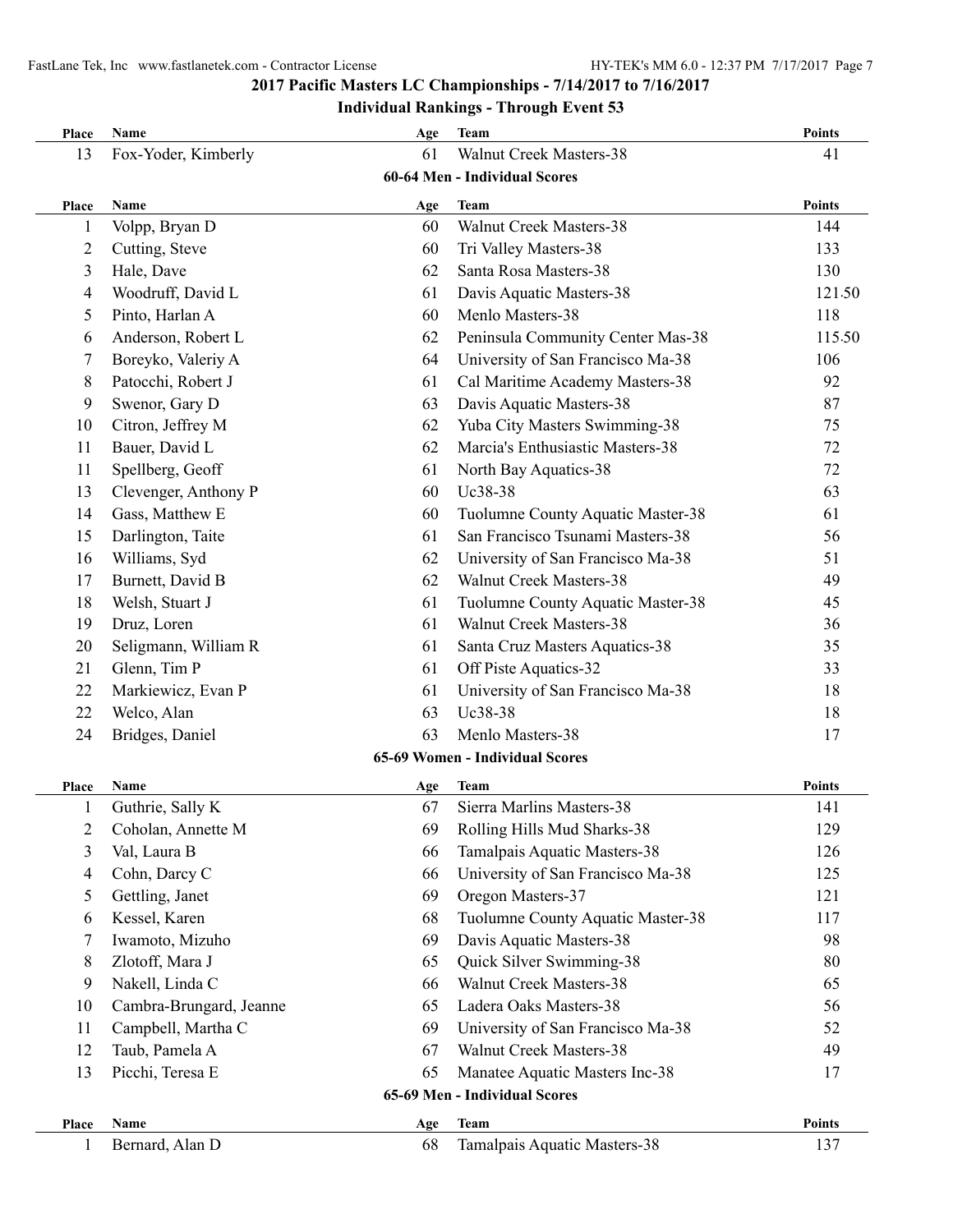## 2017 Pacific Masters LC Championships - 7/14/2017 to 7/16/2017

### Individual Rankings - Through Event 53

| Place | Name | Age | Team | Points |
|---|---|---|---|---|
| 13 | Fox-Yoder, Kimberly | 61 | Walnut Creek Masters-38 | 41 |

#### 60-64 Men - Individual Scores

| Place | Name | Age | Team | Points |
|---|---|---|---|---|
| 1 | Volpp, Bryan D | 60 | Walnut Creek Masters-38 | 144 |
| 2 | Cutting, Steve | 60 | Tri Valley Masters-38 | 133 |
| 3 | Hale, Dave | 62 | Santa Rosa Masters-38 | 130 |
| 4 | Woodruff, David L | 61 | Davis Aquatic Masters-38 | 121.50 |
| 5 | Pinto, Harlan A | 60 | Menlo Masters-38 | 118 |
| 6 | Anderson, Robert L | 62 | Peninsula Community Center Mas-38 | 115.50 |
| 7 | Boreyko, Valeriy A | 64 | University of San Francisco Ma-38 | 106 |
| 8 | Patocchi, Robert J | 61 | Cal Maritime Academy Masters-38 | 92 |
| 9 | Swenor, Gary D | 63 | Davis Aquatic Masters-38 | 87 |
| 10 | Citron, Jeffrey M | 62 | Yuba City Masters Swimming-38 | 75 |
| 11 | Bauer, David L | 62 | Marcia's Enthusiastic Masters-38 | 72 |
| 11 | Spellberg, Geoff | 61 | North Bay Aquatics-38 | 72 |
| 13 | Clevenger, Anthony P | 60 | Uc38-38 | 63 |
| 14 | Gass, Matthew E | 60 | Tuolumne County Aquatic Master-38 | 61 |
| 15 | Darlington, Taite | 61 | San Francisco Tsunami Masters-38 | 56 |
| 16 | Williams, Syd | 62 | University of San Francisco Ma-38 | 51 |
| 17 | Burnett, David B | 62 | Walnut Creek Masters-38 | 49 |
| 18 | Welsh, Stuart J | 61 | Tuolumne County Aquatic Master-38 | 45 |
| 19 | Druz, Loren | 61 | Walnut Creek Masters-38 | 36 |
| 20 | Seligmann, William R | 61 | Santa Cruz Masters Aquatics-38 | 35 |
| 21 | Glenn, Tim P | 61 | Off Piste Aquatics-32 | 33 |
| 22 | Markiewicz, Evan P | 61 | University of San Francisco Ma-38 | 18 |
| 22 | Welco, Alan | 63 | Uc38-38 | 18 |
| 24 | Bridges, Daniel | 63 | Menlo Masters-38 | 17 |

#### 65-69 Women - Individual Scores

| Place | Name | Age | Team | Points |
|---|---|---|---|---|
| 1 | Guthrie, Sally K | 67 | Sierra Marlins Masters-38 | 141 |
| 2 | Coholan, Annette M | 69 | Rolling Hills Mud Sharks-38 | 129 |
| 3 | Val, Laura B | 66 | Tamalpais Aquatic Masters-38 | 126 |
| 4 | Cohn, Darcy C | 66 | University of San Francisco Ma-38 | 125 |
| 5 | Gettling, Janet | 69 | Oregon Masters-37 | 121 |
| 6 | Kessel, Karen | 68 | Tuolumne County Aquatic Master-38 | 117 |
| 7 | Iwamoto, Mizuho | 69 | Davis Aquatic Masters-38 | 98 |
| 8 | Zlotoff, Mara J | 65 | Quick Silver Swimming-38 | 80 |
| 9 | Nakell, Linda C | 66 | Walnut Creek Masters-38 | 65 |
| 10 | Cambra-Brungard, Jeanne | 65 | Ladera Oaks Masters-38 | 56 |
| 11 | Campbell, Martha C | 69 | University of San Francisco Ma-38 | 52 |
| 12 | Taub, Pamela A | 67 | Walnut Creek Masters-38 | 49 |
| 13 | Picchi, Teresa E | 65 | Manatee Aquatic Masters Inc-38 | 17 |

#### 65-69 Men - Individual Scores

| Place | Name | Age | Team | Points |
|---|---|---|---|---|
| 1 | Bernard, Alan D | 68 | Tamalpais Aquatic Masters-38 | 137 |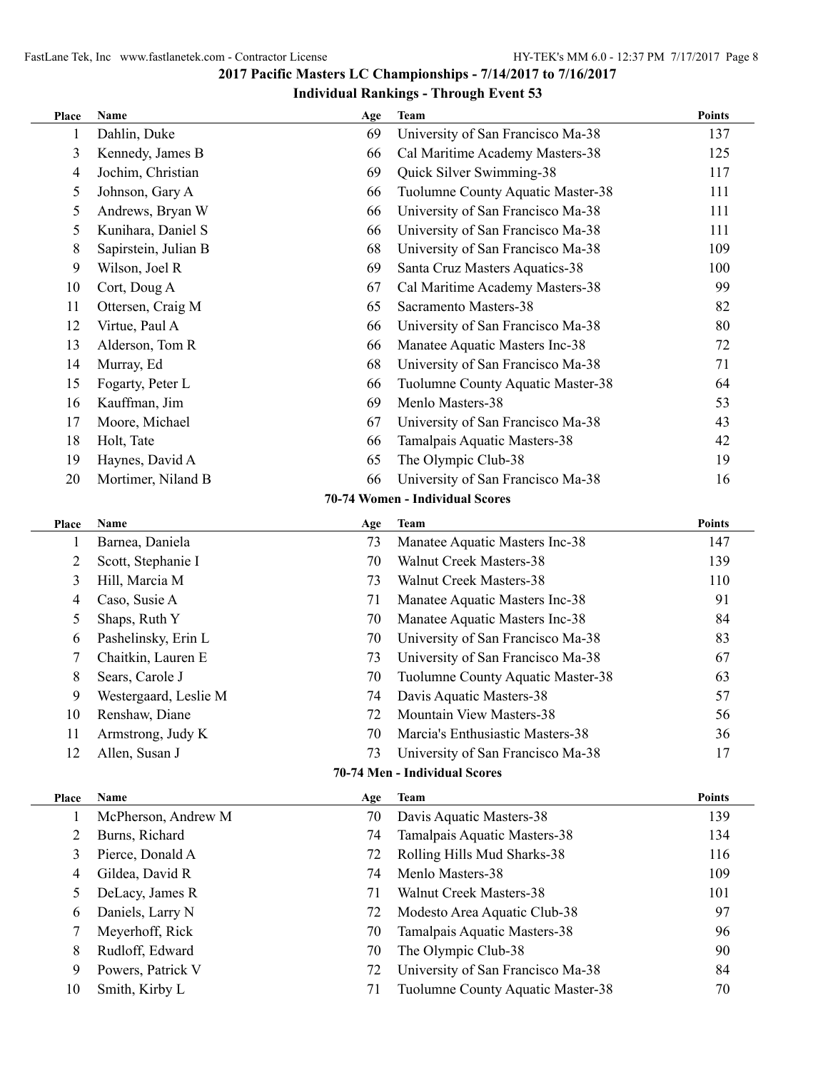## 2017 Pacific Masters LC Championships - 7/14/2017 to 7/16/2017

### Individual Rankings - Through Event 53

| Place | Name | Age | Team | Points |
|---|---|---|---|---|
| 1 | Dahlin, Duke | 69 | University of San Francisco Ma-38 | 137 |
| 3 | Kennedy, James B | 66 | Cal Maritime Academy Masters-38 | 125 |
| 4 | Jochim, Christian | 69 | Quick Silver Swimming-38 | 117 |
| 5 | Johnson, Gary A | 66 | Tuolumne County Aquatic Master-38 | 111 |
| 5 | Andrews, Bryan W | 66 | University of San Francisco Ma-38 | 111 |
| 5 | Kunihara, Daniel S | 66 | University of San Francisco Ma-38 | 111 |
| 8 | Sapirstein, Julian B | 68 | University of San Francisco Ma-38 | 109 |
| 9 | Wilson, Joel R | 69 | Santa Cruz Masters Aquatics-38 | 100 |
| 10 | Cort, Doug A | 67 | Cal Maritime Academy Masters-38 | 99 |
| 11 | Ottersen, Craig M | 65 | Sacramento Masters-38 | 82 |
| 12 | Virtue, Paul A | 66 | University of San Francisco Ma-38 | 80 |
| 13 | Alderson, Tom R | 66 | Manatee Aquatic Masters Inc-38 | 72 |
| 14 | Murray, Ed | 68 | University of San Francisco Ma-38 | 71 |
| 15 | Fogarty, Peter L | 66 | Tuolumne County Aquatic Master-38 | 64 |
| 16 | Kauffman, Jim | 69 | Menlo Masters-38 | 53 |
| 17 | Moore, Michael | 67 | University of San Francisco Ma-38 | 43 |
| 18 | Holt, Tate | 66 | Tamalpais Aquatic Masters-38 | 42 |
| 19 | Haynes, David A | 65 | The Olympic Club-38 | 19 |
| 20 | Mortimer, Niland B | 66 | University of San Francisco Ma-38 | 16 |

### 70-74 Women - Individual Scores

| Place | Name | Age | Team | Points |
|---|---|---|---|---|
| 1 | Barnea, Daniela | 73 | Manatee Aquatic Masters Inc-38 | 147 |
| 2 | Scott, Stephanie I | 70 | Walnut Creek Masters-38 | 139 |
| 3 | Hill, Marcia M | 73 | Walnut Creek Masters-38 | 110 |
| 4 | Caso, Susie A | 71 | Manatee Aquatic Masters Inc-38 | 91 |
| 5 | Shaps, Ruth Y | 70 | Manatee Aquatic Masters Inc-38 | 84 |
| 6 | Pashelinsky, Erin L | 70 | University of San Francisco Ma-38 | 83 |
| 7 | Chaitkin, Lauren E | 73 | University of San Francisco Ma-38 | 67 |
| 8 | Sears, Carole J | 70 | Tuolumne County Aquatic Master-38 | 63 |
| 9 | Westergaard, Leslie M | 74 | Davis Aquatic Masters-38 | 57 |
| 10 | Renshaw, Diane | 72 | Mountain View Masters-38 | 56 |
| 11 | Armstrong, Judy K | 70 | Marcia's Enthusiastic Masters-38 | 36 |
| 12 | Allen, Susan J | 73 | University of San Francisco Ma-38 | 17 |

### 70-74 Men - Individual Scores

| Place | Name | Age | Team | Points |
|---|---|---|---|---|
| 1 | McPherson, Andrew M | 70 | Davis Aquatic Masters-38 | 139 |
| 2 | Burns, Richard | 74 | Tamalpais Aquatic Masters-38 | 134 |
| 3 | Pierce, Donald A | 72 | Rolling Hills Mud Sharks-38 | 116 |
| 4 | Gildea, David R | 74 | Menlo Masters-38 | 109 |
| 5 | DeLacy, James R | 71 | Walnut Creek Masters-38 | 101 |
| 6 | Daniels, Larry N | 72 | Modesto Area Aquatic Club-38 | 97 |
| 7 | Meyerhoff, Rick | 70 | Tamalpais Aquatic Masters-38 | 96 |
| 8 | Rudloff, Edward | 70 | The Olympic Club-38 | 90 |
| 9 | Powers, Patrick V | 72 | University of San Francisco Ma-38 | 84 |
| 10 | Smith, Kirby L | 71 | Tuolumne County Aquatic Master-38 | 70 |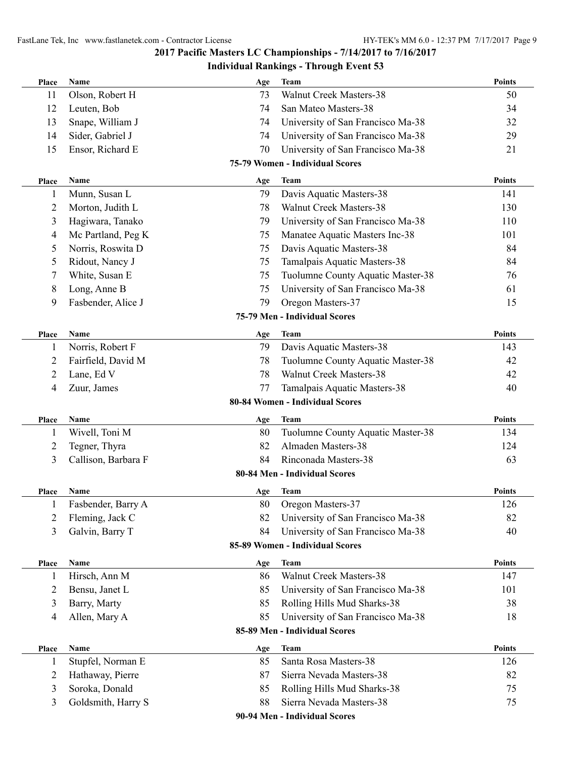## 2017 Pacific Masters LC Championships - 7/14/2017 to 7/16/2017

### Individual Rankings - Through Event 53

| Place | Name | Age | Team | Points |
|---|---|---|---|---|
| 11 | Olson, Robert H | 73 | Walnut Creek Masters-38 | 50 |
| 12 | Leuten, Bob | 74 | San Mateo Masters-38 | 34 |
| 13 | Snape, William J | 74 | University of San Francisco Ma-38 | 32 |
| 14 | Sider, Gabriel J | 74 | University of San Francisco Ma-38 | 29 |
| 15 | Ensor, Richard E | 70 | University of San Francisco Ma-38 | 21 |

### 75-79 Women - Individual Scores

| Place | Name | Age | Team | Points |
|---|---|---|---|---|
| 1 | Munn, Susan L | 79 | Davis Aquatic Masters-38 | 141 |
| 2 | Morton, Judith L | 78 | Walnut Creek Masters-38 | 130 |
| 3 | Hagiwara, Tanako | 79 | University of San Francisco Ma-38 | 110 |
| 4 | Mc Partland, Peg K | 75 | Manatee Aquatic Masters Inc-38 | 101 |
| 5 | Norris, Roswita D | 75 | Davis Aquatic Masters-38 | 84 |
| 5 | Ridout, Nancy J | 75 | Tamalpais Aquatic Masters-38 | 84 |
| 7 | White, Susan E | 75 | Tuolumne County Aquatic Master-38 | 76 |
| 8 | Long, Anne B | 75 | University of San Francisco Ma-38 | 61 |
| 9 | Fasbender, Alice J | 79 | Oregon Masters-37 | 15 |

### 75-79 Men - Individual Scores

| Place | Name | Age | Team | Points |
|---|---|---|---|---|
| 1 | Norris, Robert F | 79 | Davis Aquatic Masters-38 | 143 |
| 2 | Fairfield, David M | 78 | Tuolumne County Aquatic Master-38 | 42 |
| 2 | Lane, Ed V | 78 | Walnut Creek Masters-38 | 42 |
| 4 | Zuur, James | 77 | Tamalpais Aquatic Masters-38 | 40 |

### 80-84 Women - Individual Scores

| Place | Name | Age | Team | Points |
|---|---|---|---|---|
| 1 | Wivell, Toni M | 80 | Tuolumne County Aquatic Master-38 | 134 |
| 2 | Tegner, Thyra | 82 | Almaden Masters-38 | 124 |
| 3 | Callison, Barbara F | 84 | Rinconada Masters-38 | 63 |

### 80-84 Men - Individual Scores

| Place | Name | Age | Team | Points |
|---|---|---|---|---|
| 1 | Fasbender, Barry A | 80 | Oregon Masters-37 | 126 |
| 2 | Fleming, Jack C | 82 | University of San Francisco Ma-38 | 82 |
| 3 | Galvin, Barry T | 84 | University of San Francisco Ma-38 | 40 |

### 85-89 Women - Individual Scores

| Place | Name | Age | Team | Points |
|---|---|---|---|---|
| 1 | Hirsch, Ann M | 86 | Walnut Creek Masters-38 | 147 |
| 2 | Bensu, Janet L | 85 | University of San Francisco Ma-38 | 101 |
| 3 | Barry, Marty | 85 | Rolling Hills Mud Sharks-38 | 38 |
| 4 | Allen, Mary A | 85 | University of San Francisco Ma-38 | 18 |

### 85-89 Men - Individual Scores

| Place | Name | Age | Team | Points |
|---|---|---|---|---|
| 1 | Stupfel, Norman E | 85 | Santa Rosa Masters-38 | 126 |
| 2 | Hathaway, Pierre | 87 | Sierra Nevada Masters-38 | 82 |
| 3 | Soroka, Donald | 85 | Rolling Hills Mud Sharks-38 | 75 |
| 3 | Goldsmith, Harry S | 88 | Sierra Nevada Masters-38 | 75 |

### 90-94 Men - Individual Scores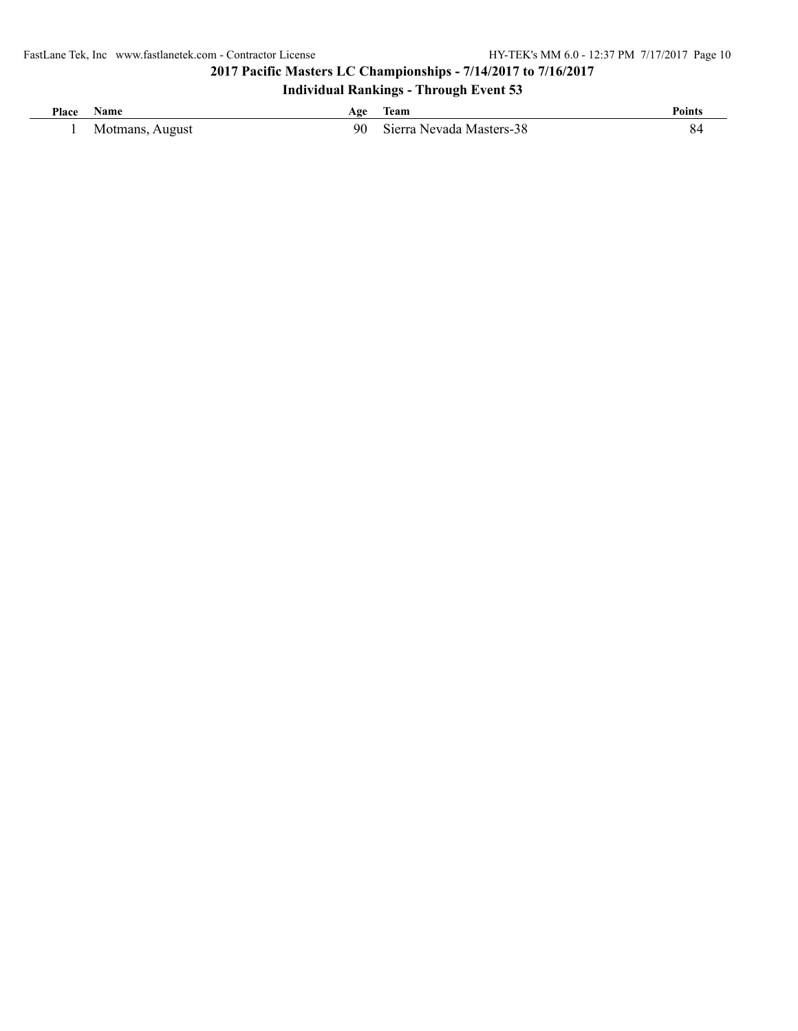**2017 Pacific Masters LC Championships - 7/14/2017 to 7/16/2017**

**Individual Rankings - Through Event 53**

| Place | Name | Age | Team | Points |
|---|---|---|---|---|
| 1 | Motmans, August | 90 | Sierra Nevada Masters-38 | 84 |